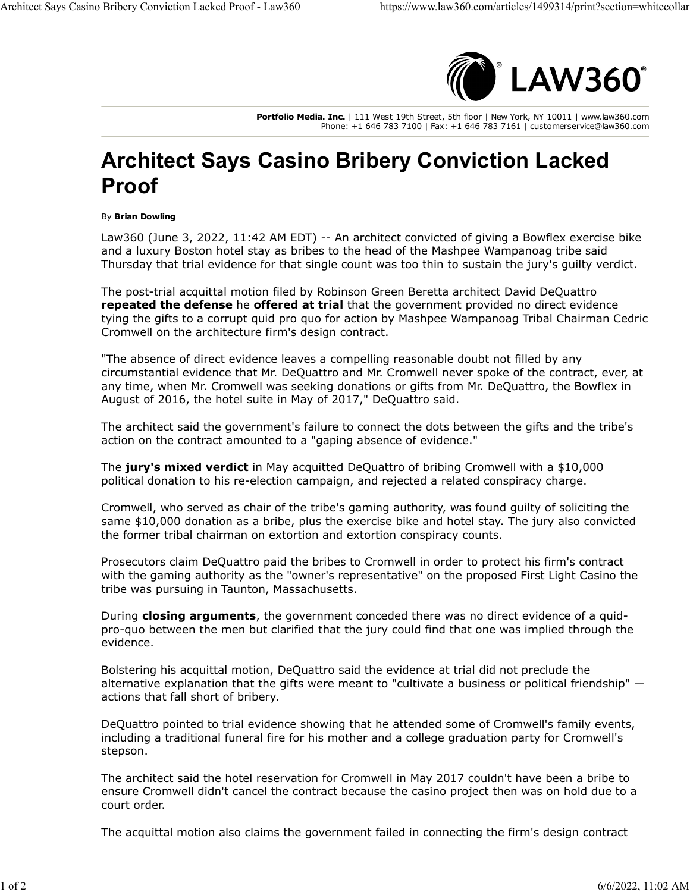Portfolio Media. Inc. | 111 West 19th Street, 5th floor | New York, NY 10011 | www.law360.com
Phone: +1 646 783 7100 | Fax: +1 646 783 7161 | customerservice@law360.com

# Architect Says Casino Bribery Conviction Lacked Proof

By **Brian Dowling**

Law360 (June 3, 2022, 11:42 AM EDT) -- An architect convicted of giving a Bowflex exercise bike and a luxury Boston hotel stay as bribes to the head of the Mashpee Wampanoag tribe said Thursday that trial evidence for that single count was too thin to sustain the jury's guilty verdict.

The post-trial acquittal motion filed by Robinson Green Beretta architect David DeQuattro **repeated the defense** he **offered at trial** that the government provided no direct evidence tying the gifts to a corrupt quid pro quo for action by Mashpee Wampanoag Tribal Chairman Cedric Cromwell on the architecture firm's design contract.

"The absence of direct evidence leaves a compelling reasonable doubt not filled by any circumstantial evidence that Mr. DeQuattro and Mr. Cromwell never spoke of the contract, ever, at any time, when Mr. Cromwell was seeking donations or gifts from Mr. DeQuattro, the Bowflex in August of 2016, the hotel suite in May of 2017," DeQuattro said.

The architect said the government's failure to connect the dots between the gifts and the tribe's action on the contract amounted to a "gaping absence of evidence."

The **jury's mixed verdict** in May acquitted DeQuattro of bribing Cromwell with a $10,000 political donation to his re-election campaign, and rejected a related conspiracy charge.

Cromwell, who served as chair of the tribe's gaming authority, was found guilty of soliciting the same $10,000 donation as a bribe, plus the exercise bike and hotel stay. The jury also convicted the former tribal chairman on extortion and extortion conspiracy counts.

Prosecutors claim DeQuattro paid the bribes to Cromwell in order to protect his firm's contract with the gaming authority as the "owner's representative" on the proposed First Light Casino the tribe was pursuing in Taunton, Massachusetts.

During **closing arguments**, the government conceded there was no direct evidence of a quid-pro-quo between the men but clarified that the jury could find that one was implied through the evidence.

Bolstering his acquittal motion, DeQuattro said the evidence at trial did not preclude the alternative explanation that the gifts were meant to "cultivate a business or political friendship" — actions that fall short of bribery.

DeQuattro pointed to trial evidence showing that he attended some of Cromwell's family events, including a traditional funeral fire for his mother and a college graduation party for Cromwell's stepson.

The architect said the hotel reservation for Cromwell in May 2017 couldn't have been a bribe to ensure Cromwell didn't cancel the contract because the casino project then was on hold due to a court order.

The acquittal motion also claims the government failed in connecting the firm's design contract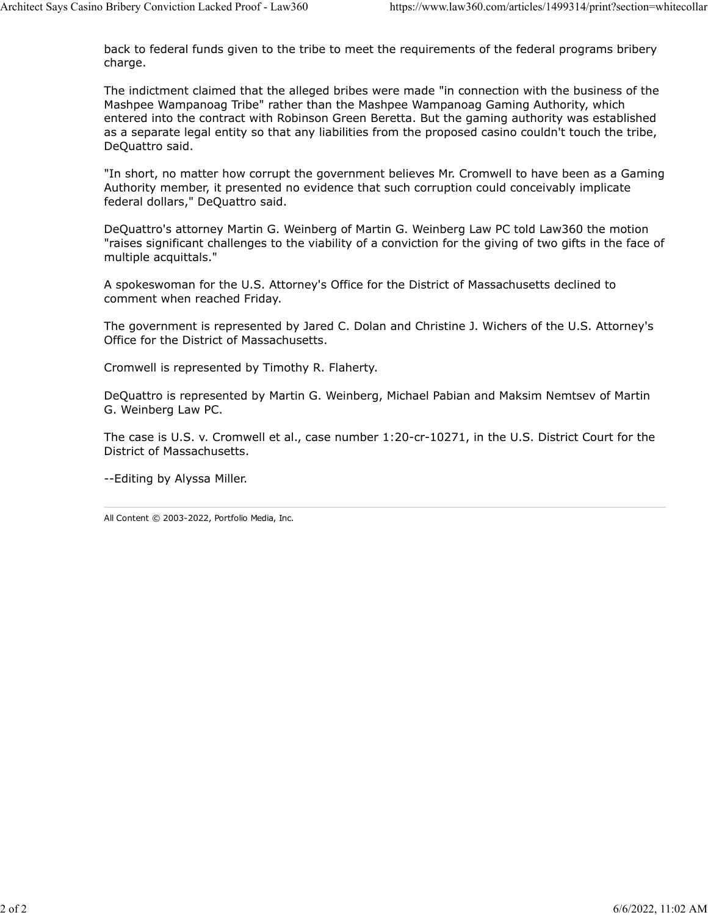back to federal funds given to the tribe to meet the requirements of the federal programs bribery charge.

The indictment claimed that the alleged bribes were made "in connection with the business of the Mashpee Wampanoag Tribe" rather than the Mashpee Wampanoag Gaming Authority, which entered into the contract with Robinson Green Beretta. But the gaming authority was established as a separate legal entity so that any liabilities from the proposed casino couldn't touch the tribe, DeQuattro said.

"In short, no matter how corrupt the government believes Mr. Cromwell to have been as a Gaming Authority member, it presented no evidence that such corruption could conceivably implicate federal dollars," DeQuattro said.

DeQuattro's attorney Martin G. Weinberg of Martin G. Weinberg Law PC told Law360 the motion "raises significant challenges to the viability of a conviction for the giving of two gifts in the face of multiple acquittals."

A spokeswoman for the U.S. Attorney's Office for the District of Massachusetts declined to comment when reached Friday.

The government is represented by Jared C. Dolan and Christine J. Wichers of the U.S. Attorney's Office for the District of Massachusetts.

Cromwell is represented by Timothy R. Flaherty.

DeQuattro is represented by Martin G. Weinberg, Michael Pabian and Maksim Nemtsev of Martin G. Weinberg Law PC.

The case is U.S. v. Cromwell et al., case number 1:20-cr-10271, in the U.S. District Court for the District of Massachusetts.

--Editing by Alyssa Miller.

All Content © 2003-2022, Portfolio Media, Inc.